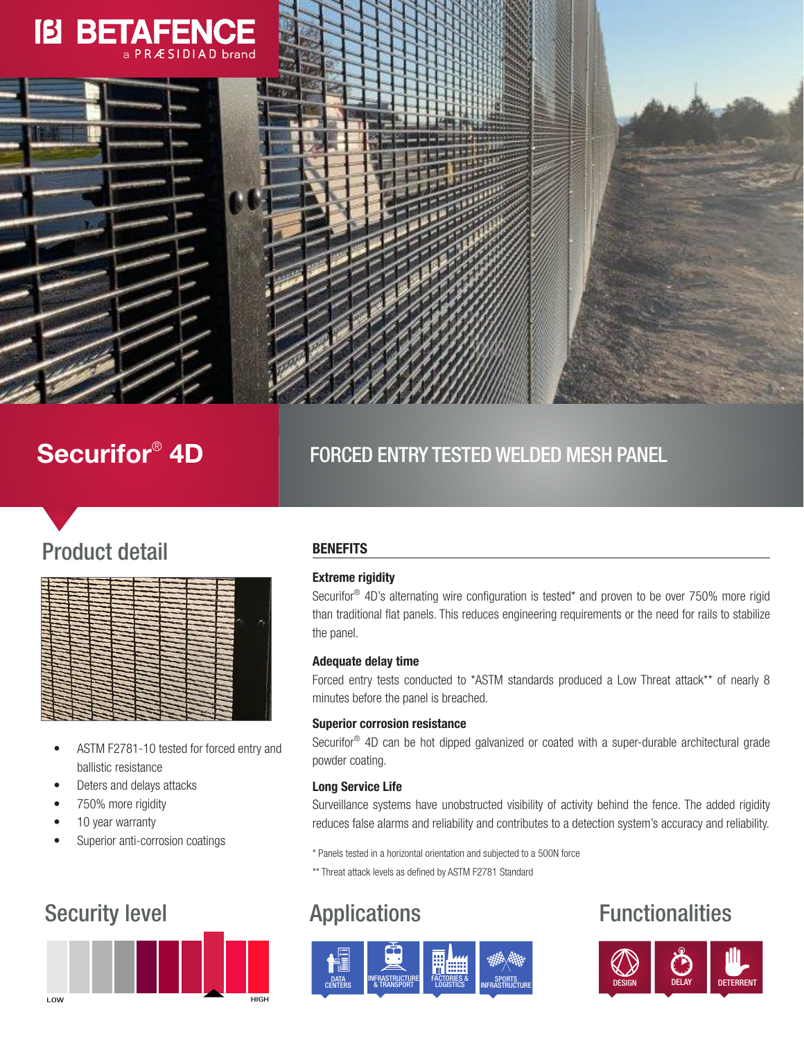BETAFENCE
a PRÆSIDIAD brand

# Securifor® 4D

## FORCED ENTRY TESTED WELDED MESH PANEL

## Product detail

- ASTM F2781-10 tested for forced entry and ballistic resistance
- Deters and delays attacks
- 750% more rigidity
- 10 year warranty
- Superior anti-corrosion coatings

### BENEFITS

**Extreme rigidity**

Securifor® 4D's alternating wire configuration is tested* and proven to be over 750% more rigid than traditional flat panels. This reduces engineering requirements or the need for rails to stabilize the panel.

**Adequate delay time**

Forced entry tests conducted to *ASTM standards produced a Low Threat attack** of nearly 8 minutes before the panel is breached.

**Superior corrosion resistance**

Securifor® 4D can be hot dipped galvanized or coated with a super-durable architectural grade powder coating.

**Long Service Life**

Surveillance systems have unobstructed visibility of activity behind the fence. The added rigidity reduces false alarms and reliability and contributes to a detection system's accuracy and reliability.

\* Panels tested in a horizontal orientation and subjected to a 500N force

\*\* Threat attack levels as defined by ASTM F2781 Standard

## Security level

LOW — HIGH

## Applications

- DATA CENTERS
- INFRASTRUCTURE & TRANSPORT
- FACTORIES & LOGISTICS
- SPORTS INFRASTRUCTURE

## Functionalities

- DESIGN
- DELAY
- DETERRENT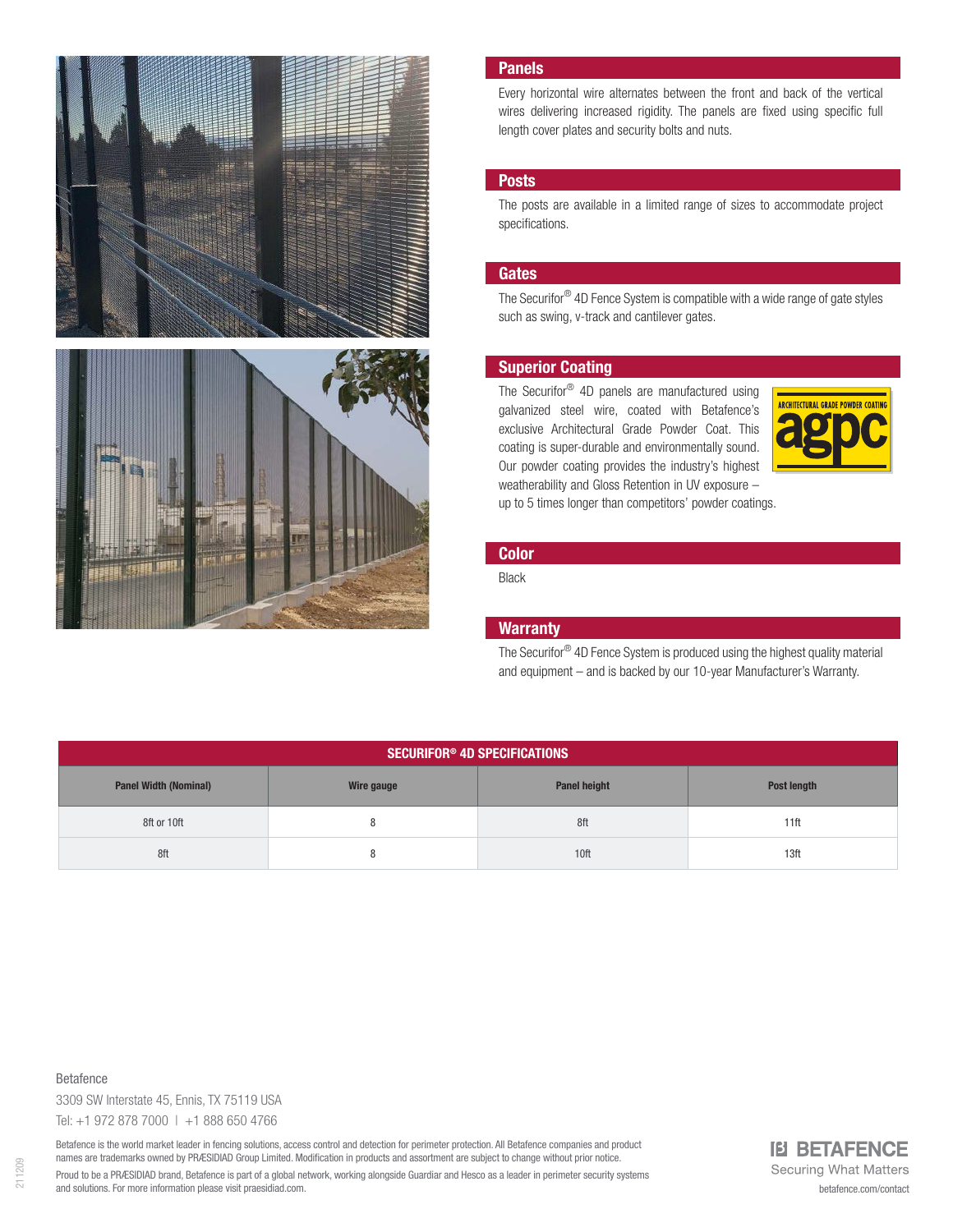## Panels

Every horizontal wire alternates between the front and back of the vertical wires delivering increased rigidity. The panels are fixed using specific full length cover plates and security bolts and nuts.

## Posts

The posts are available in a limited range of sizes to accommodate project specifications.

## Gates

The Securifor® 4D Fence System is compatible with a wide range of gate styles such as swing, v-track and cantilever gates.

## Superior Coating

The Securifor® 4D panels are manufactured using galvanized steel wire, coated with Betafence's exclusive Architectural Grade Powder Coat. This coating is super-durable and environmentally sound. Our powder coating provides the industry's highest weatherability and Gloss Retention in UV exposure – up to 5 times longer than competitors' powder coatings.

ARCHITECTURAL GRADE POWDER COATING
agpc

## Color

Black

## Warranty

The Securifor® 4D Fence System is produced using the highest quality material and equipment – and is backed by our 10-year Manufacturer's Warranty.

**SECURIFOR® 4D SPECIFICATIONS**

| Panel Width (Nominal) | Wire gauge | Panel height | Post length |
|---|---|---|---|
| 8ft or 10ft | 8 | 8ft | 11ft |
| 8ft | 8 | 10ft | 13ft |

Betafence
3309 SW Interstate 45, Ennis, TX 75119 USA
Tel: +1 972 878 7000 | +1 888 650 4766

Betafence is the world market leader in fencing solutions, access control and detection for perimeter protection. All Betafence companies and product names are trademarks owned by PRÆSIDIAD Group Limited. Modification in products and assortment are subject to change without prior notice.

Proud to be a PRÆSIDIAD brand, Betafence is part of a global network, working alongside Guardian and Hesco as a leader in perimeter security systems and solutions. For more information please visit praesidiad.com.

BETAFENCE
Securing What Matters
betafence.com/contact

211209